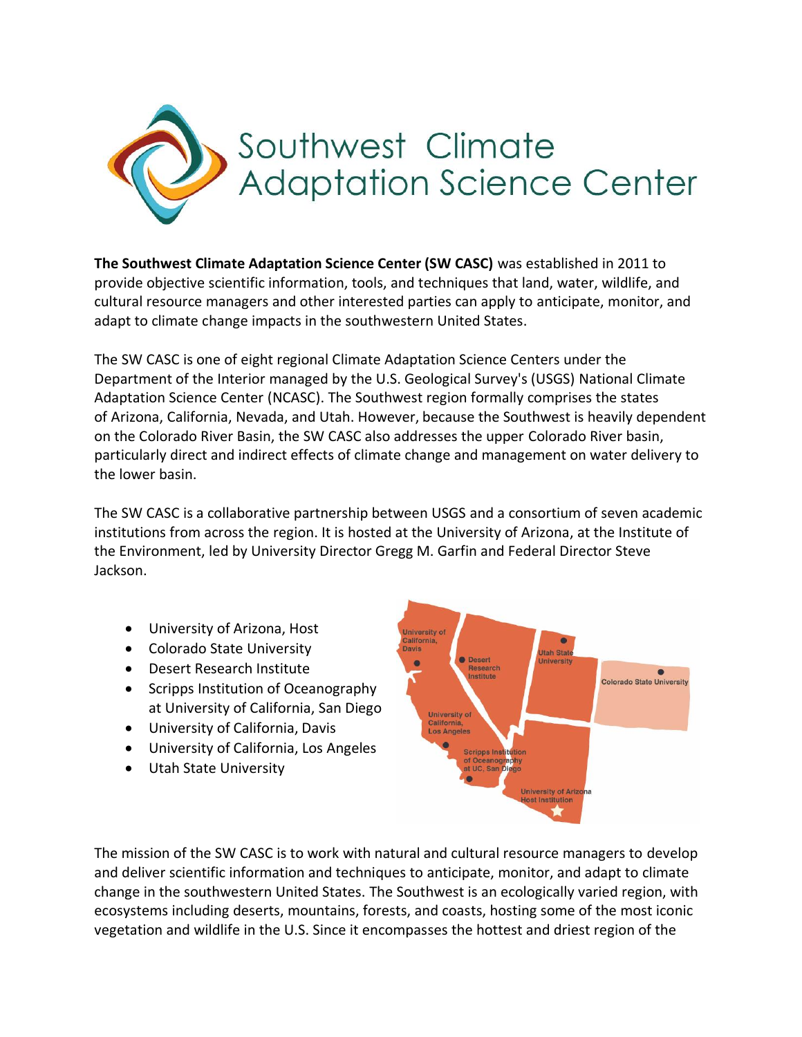# Southwest Climate Adaptation Science Center

**The Southwest Climate Adaptation Science Center (SW CASC)** was established in 2011 to provide objective scientific information, tools, and techniques that land, water, wildlife, and cultural resource managers and other interested parties can apply to anticipate, monitor, and adapt to climate change impacts in the southwestern United States.

The SW CASC is one of eight regional Climate Adaptation Science Centers under the Department of the Interior managed by the U.S. Geological Survey's (USGS) National Climate Adaptation Science Center (NCASC). The Southwest region formally comprises the states of Arizona, California, Nevada, and Utah. However, because the Southwest is heavily dependent on the Colorado River Basin, the SW CASC also addresses the upper Colorado River basin, particularly direct and indirect effects of climate change and management on water delivery to the lower basin.

The SW CASC is a collaborative partnership between USGS and a consortium of seven academic institutions from across the region. It is hosted at the University of Arizona, at the Institute of the Environment, led by University Director Gregg M. Garfin and Federal Director Steve Jackson.

- University of Arizona, Host
- Colorado State University
- Desert Research Institute
- Scripps Institution of Oceanography at University of California, San Diego
- University of California, Davis
- University of California, Los Angeles
- Utah State University

The mission of the SW CASC is to work with natural and cultural resource managers to develop and deliver scientific information and techniques to anticipate, monitor, and adapt to climate change in the southwestern United States. The Southwest is an ecologically varied region, with ecosystems including deserts, mountains, forests, and coasts, hosting some of the most iconic vegetation and wildlife in the U.S. Since it encompasses the hottest and driest region of the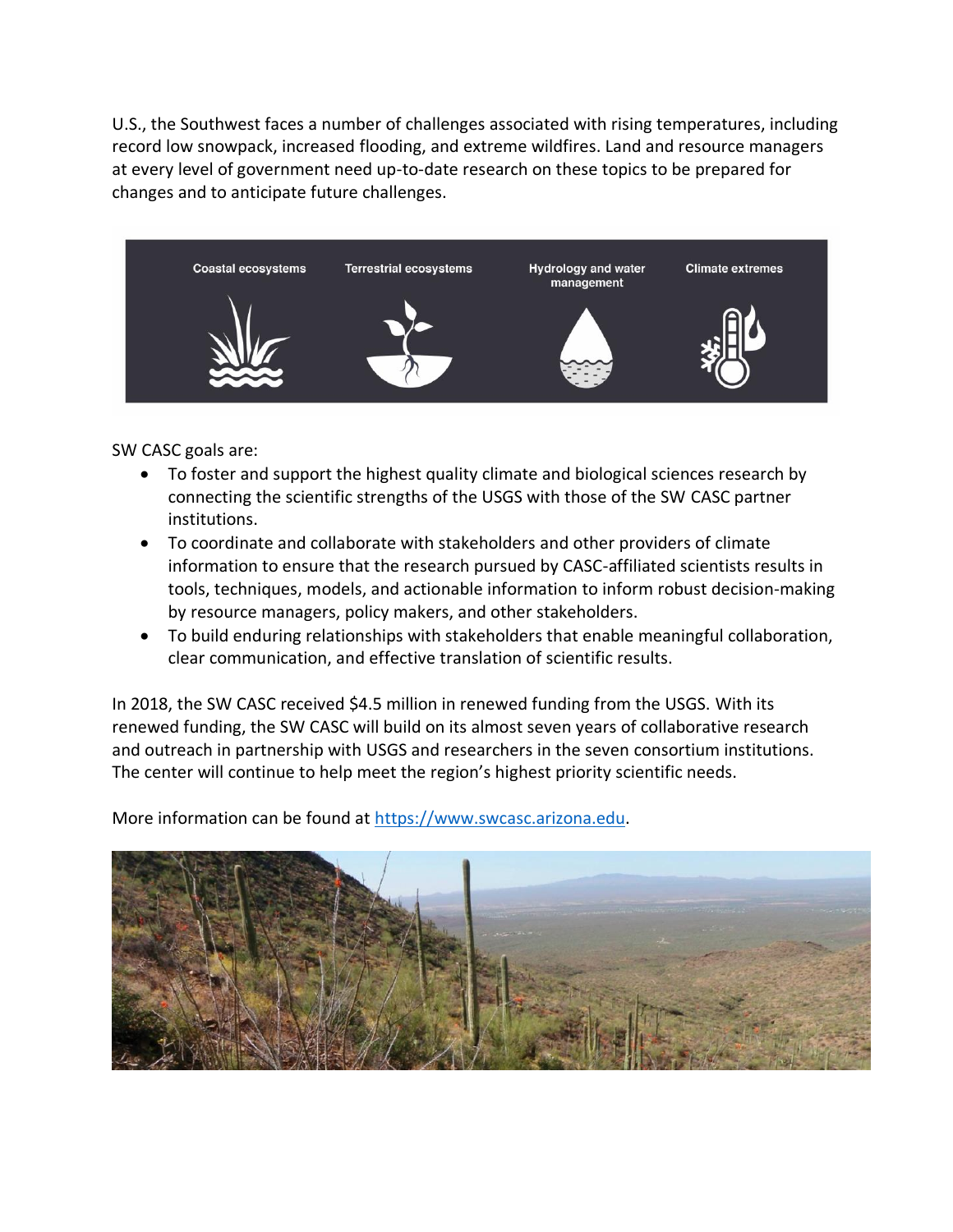U.S., the Southwest faces a number of challenges associated with rising temperatures, including record low snowpack, increased flooding, and extreme wildfires. Land and resource managers at every level of government need up-to-date research on these topics to be prepared for changes and to anticipate future challenges.

Coastal ecosystems

Terrestrial ecosystems

Hydrology and water management

Climate extremes

SW CASC goals are:

- To foster and support the highest quality climate and biological sciences research by connecting the scientific strengths of the USGS with those of the SW CASC partner institutions.
- To coordinate and collaborate with stakeholders and other providers of climate information to ensure that the research pursued by CASC-affiliated scientists results in tools, techniques, models, and actionable information to inform robust decision-making by resource managers, policy makers, and other stakeholders.
- To build enduring relationships with stakeholders that enable meaningful collaboration, clear communication, and effective translation of scientific results.

In 2018, the SW CASC received $4.5 million in renewed funding from the USGS. With its renewed funding, the SW CASC will build on its almost seven years of collaborative research and outreach in partnership with USGS and researchers in the seven consortium institutions. The center will continue to help meet the region's highest priority scientific needs.

More information can be found at [https://www.swcasc.arizona.edu](https://www.swcasc.arizona.edu).